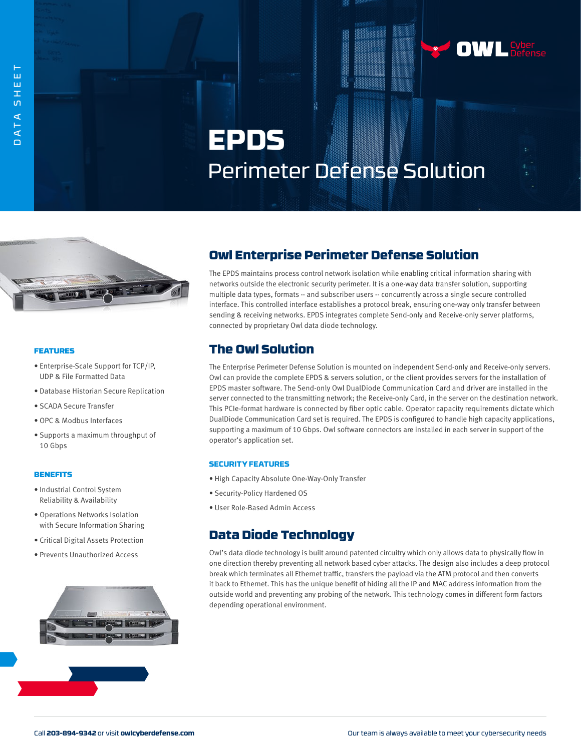DATA SHEET

# EPDS

## Perimeter Defense Solution

## Owl Enterprise Perimeter Defense Solution

The EPDS maintains process control network isolation while enabling critical information sharing with networks outside the electronic security perimeter. It is a one-way data transfer solution, supporting multiple data types, formats -- and subscriber users -- concurrently across a single secure controlled interface. This controlled interface establishes a protocol break, ensuring one-way only transfer between sending & receiving networks. EPDS integrates complete Send-only and Receive-only server platforms, connected by proprietary Owl data diode technology.

## The Owl Solution

The Enterprise Perimeter Defense Solution is mounted on independent Send-only and Receive-only servers. Owl can provide the complete EPDS & servers solution, or the client provides servers for the installation of EPDS master software. The Send-only Owl DualDiode Communication Card and driver are installed in the server connected to the transmitting network; the Receive-only Card, in the server on the destination network. This PCIe-format hardware is connected by fiber optic cable. Operator capacity requirements dictate which DualDiode Communication Card set is required. The EPDS is configured to handle high capacity applications, supporting a maximum of 10 Gbps. Owl software connectors are installed in each server in support of the operator's application set.

### SECURITY FEATURES

- High Capacity Absolute One-Way-Only Transfer
- Security-Policy Hardened OS
- User Role-Based Admin Access

## Data Diode Technology

Owl's data diode technology is built around patented circuitry which only allows data to physically flow in one direction thereby preventing all network based cyber attacks. The design also includes a deep protocol break which terminates all Ethernet traffic, transfers the payload via the ATM protocol and then converts it back to Ethernet. This has the unique benefit of hiding all the IP and MAC address information from the outside world and preventing any probing of the network. This technology comes in different form factors depending operational environment.

### FEATURES

- Enterprise-Scale Support for TCP/IP, UDP & File Formatted Data
- Database Historian Secure Replication
- SCADA Secure Transfer
- OPC & Modbus Interfaces
- Supports a maximum throughput of 10 Gbps

### BENEFITS

- Industrial Control System Reliability & Availability
- Operations Networks Isolation with Secure Information Sharing
- Critical Digital Assets Protection
- Prevents Unauthorized Access

Call **203-894-9342** or visit **owlcyberdefense.com**

Our team is always available to meet your cybersecurity needs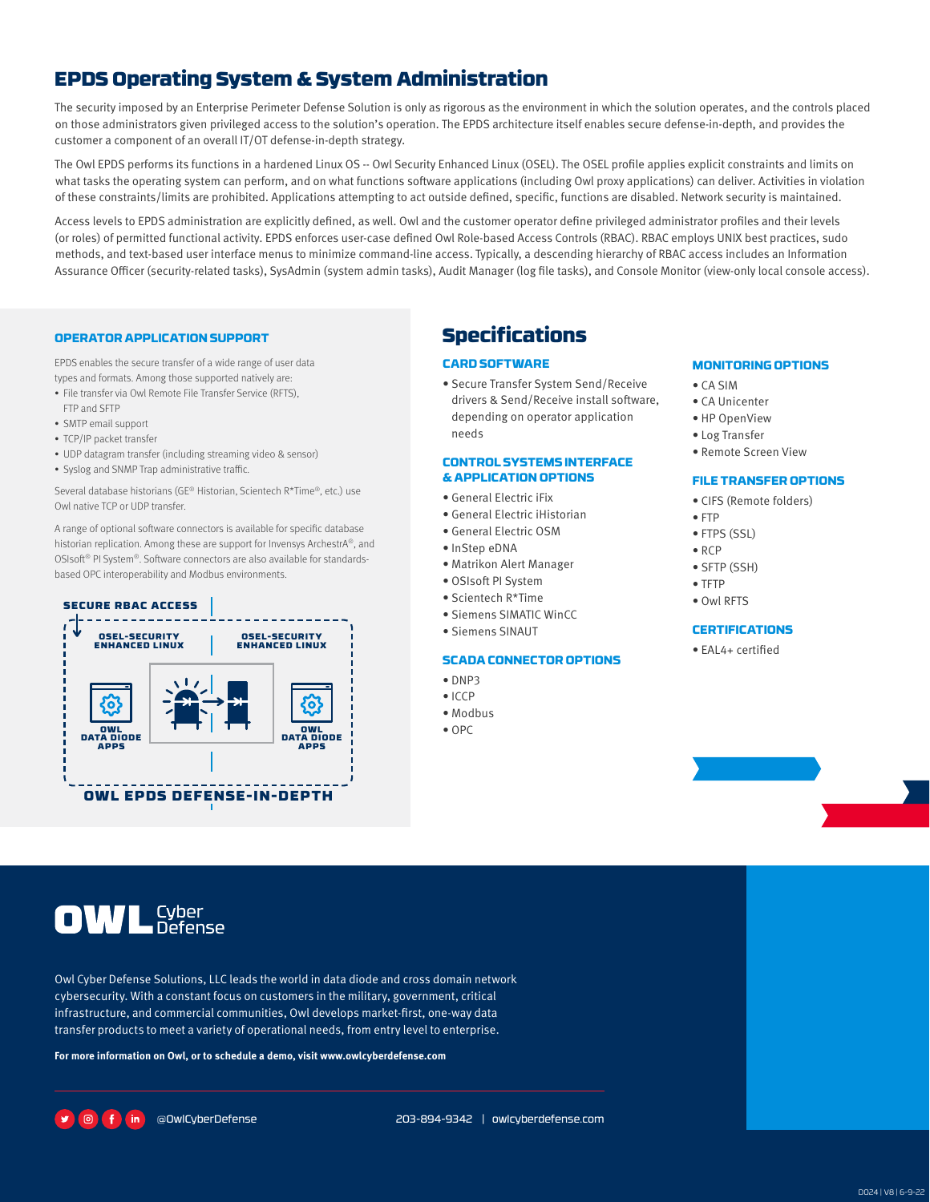## EPDS Operating System & System Administration

The security imposed by an Enterprise Perimeter Defense Solution is only as rigorous as the environment in which the solution operates, and the controls placed on those administrators given privileged access to the solution's operation. The EPDS architecture itself enables secure defense-in-depth, and provides the customer a component of an overall IT/OT defense-in-depth strategy.

The Owl EPDS performs its functions in a hardened Linux OS -- Owl Security Enhanced Linux (OSEL). The OSEL profile applies explicit constraints and limits on what tasks the operating system can perform, and on what functions software applications (including Owl proxy applications) can deliver. Activities in violation of these constraints/limits are prohibited. Applications attempting to act outside defined, specific, functions are disabled. Network security is maintained.

Access levels to EPDS administration are explicitly defined, as well. Owl and the customer operator define privileged administrator profiles and their levels (or roles) of permitted functional activity. EPDS enforces user-case defined Owl Role-based Access Controls (RBAC). RBAC employs UNIX best practices, sudo methods, and text-based user interface menus to minimize command-line access. Typically, a descending hierarchy of RBAC access includes an Information Assurance Officer (security-related tasks), SysAdmin (system admin tasks), Audit Manager (log file tasks), and Console Monitor (view-only local console access).

### OPERATOR APPLICATION SUPPORT

EPDS enables the secure transfer of a wide range of user data types and formats. Among those supported natively are:

- File transfer via Owl Remote File Transfer Service (RFTS), FTP and SFTP
- SMTP email support
- TCP/IP packet transfer
- UDP datagram transfer (including streaming video & sensor)
- Syslog and SNMP Trap administrative traffic.

Several database historians (GE® Historian, Scientech R*Time®, etc.) use Owl native TCP or UDP transfer.

A range of optional software connectors is available for specific database historian replication. Among these are support for Invensys ArchestrA®, and OSIsoft® PI System®. Software connectors are also available for standards-based OPC interoperability and Modbus environments.

SECURE RBAC ACCESS

OSEL-SECURITY ENHANCED LINUX

OSEL-SECURITY ENHANCED LINUX

OWL DATA DIODE APPS

OWL DATA DIODE APPS

OWL EPDS DEFENSE-IN-DEPTH

## Specifications

### CARD SOFTWARE

- Secure Transfer System Send/Receive drivers & Send/Receive install software, depending on operator application needs

### CONTROL SYSTEMS INTERFACE & APPLICATION OPTIONS

- General Electric iFix
- General Electric iHistorian
- General Electric OSM
- InStep eDNA
- Matrikon Alert Manager
- OSIsoft PI System
- Scientech R*Time
- Siemens SIMATIC WinCC
- Siemens SINAUT

### SCADA CONNECTOR OPTIONS

- DNP3
- ICCP
- Modbus
- OPC

### MONITORING OPTIONS

- CA SIM
- CA Unicenter
- HP OpenView
- Log Transfer
- Remote Screen View

### FILE TRANSFER OPTIONS

- CIFS (Remote folders)
- FTP
- FTPS (SSL)
- RCP
- SFTP (SSH)
- TFTP
- Owl RFTS

### CERTIFICATIONS

- EAL4+ certified

**OWL** Cyber Defense

Owl Cyber Defense Solutions, LLC leads the world in data diode and cross domain network cybersecurity. With a constant focus on customers in the military, government, critical infrastructure, and commercial communities, Owl develops market-first, one-way data transfer products to meet a variety of operational needs, from entry level to enterprise.

**For more information on Owl, or to schedule a demo, visit www.owlcyberdefense.com**

@OwlCyberDefense

203-894-9342 | owlcyberdefense.com

D024 | V8 | 6-9-22